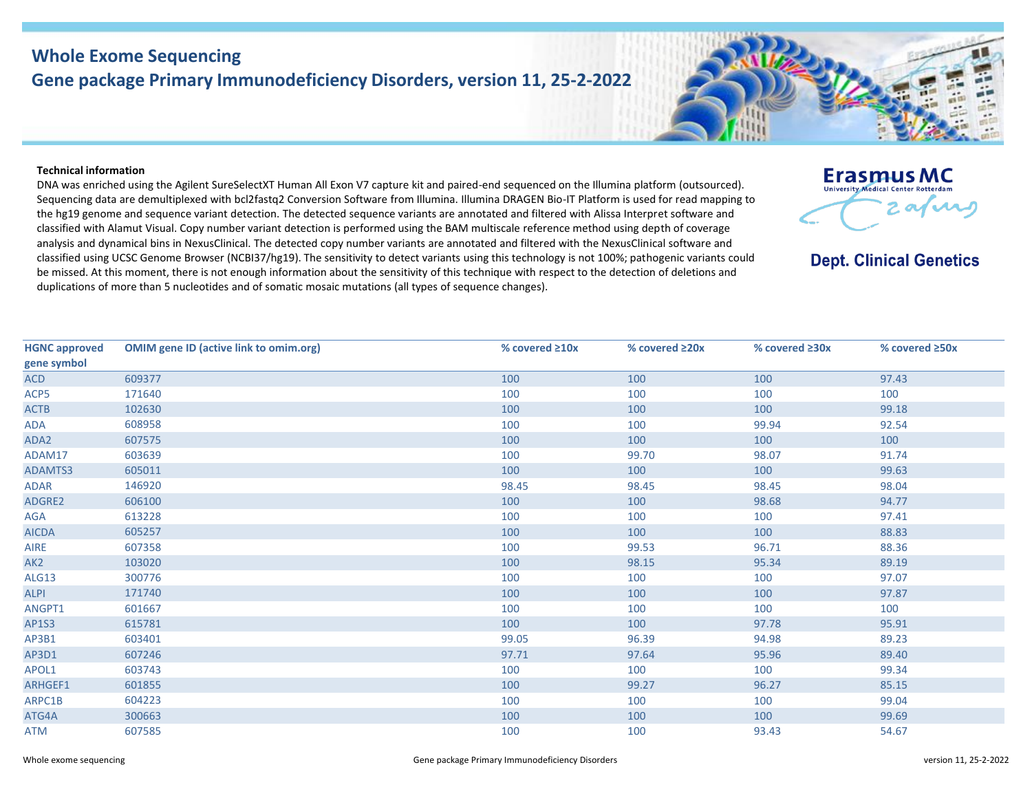# Whole Exome Sequencing

## Gene package Primary Immunodeficiency Disorders, version 11, 25-2-2022

Erasmus MC
Dept. Clinical Genetics

**Technical information**

DNA was enriched using the Agilent SureSelectXT Human All Exon V7 capture kit and paired-end sequenced on the Illumina platform (outsourced). Sequencing data are demultiplexed with bcl2fastq2 Conversion Software from Illumina. Illumina DRAGEN Bio-IT Platform is used for read mapping to the hg19 genome and sequence variant detection. The detected sequence variants are annotated and filtered with Alissa Interpret software and classified with Alamut Visual. Copy number variant detection is performed using the BAM multiscale reference method using depth of coverage analysis and dynamical bins in NexusClinical. The detected copy number variants are annotated and filtered with the NexusClinical software and classified using UCSC Genome Browser (NCBI37/hg19). The sensitivity to detect variants using this technology is not 100%; pathogenic variants could be missed. At this moment, there is not enough information about the sensitivity of this technique with respect to the detection of deletions and duplications of more than 5 nucleotides and of somatic mosaic mutations (all types of sequence changes).

| HGNC approved gene symbol | OMIM gene ID (active link to omim.org) | % covered ≥10x | % covered ≥20x | % covered ≥30x | % covered ≥50x |
|---|---|---|---|---|---|
| ACD | 609377 | 100 | 100 | 100 | 97.43 |
| ACP5 | 171640 | 100 | 100 | 100 | 100 |
| ACTB | 102630 | 100 | 100 | 100 | 99.18 |
| ADA | 608958 | 100 | 100 | 99.94 | 92.54 |
| ADA2 | 607575 | 100 | 100 | 100 | 100 |
| ADAM17 | 603639 | 100 | 99.70 | 98.07 | 91.74 |
| ADAMTS3 | 605011 | 100 | 100 | 100 | 99.63 |
| ADAR | 146920 | 98.45 | 98.45 | 98.45 | 98.04 |
| ADGRE2 | 606100 | 100 | 100 | 98.68 | 94.77 |
| AGA | 613228 | 100 | 100 | 100 | 97.41 |
| AICDA | 605257 | 100 | 100 | 100 | 88.83 |
| AIRE | 607358 | 100 | 99.53 | 96.71 | 88.36 |
| AK2 | 103020 | 100 | 98.15 | 95.34 | 89.19 |
| ALG13 | 300776 | 100 | 100 | 100 | 97.07 |
| ALPI | 171740 | 100 | 100 | 100 | 97.87 |
| ANGPT1 | 601667 | 100 | 100 | 100 | 100 |
| AP1S3 | 615781 | 100 | 100 | 97.78 | 95.91 |
| AP3B1 | 603401 | 99.05 | 96.39 | 94.98 | 89.23 |
| AP3D1 | 607246 | 97.71 | 97.64 | 95.96 | 89.40 |
| APOL1 | 603743 | 100 | 100 | 100 | 99.34 |
| ARHGEF1 | 601855 | 100 | 99.27 | 96.27 | 85.15 |
| ARPC1B | 604223 | 100 | 100 | 100 | 99.04 |
| ATG4A | 300663 | 100 | 100 | 100 | 99.69 |
| ATM | 607585 | 100 | 100 | 93.43 | 54.67 |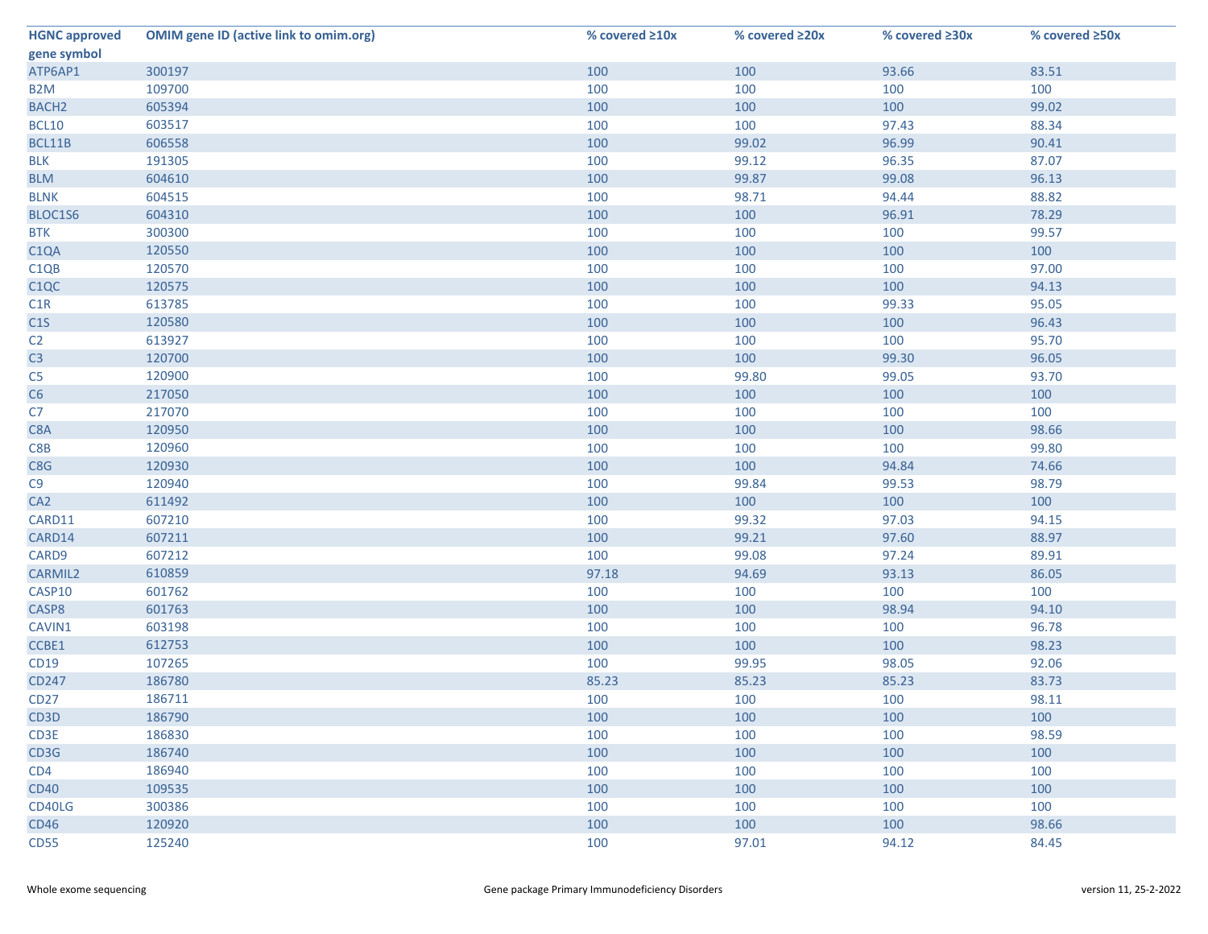| HGNC approved gene symbol | OMIM gene ID (active link to omim.org) | % covered ≥10x | % covered ≥20x | % covered ≥30x | % covered ≥50x |
|---|---|---|---|---|---|
| ATP6AP1 | 300197 | 100 | 100 | 93.66 | 83.51 |
| B2M | 109700 | 100 | 100 | 100 | 100 |
| BACH2 | 605394 | 100 | 100 | 100 | 99.02 |
| BCL10 | 603517 | 100 | 100 | 97.43 | 88.34 |
| BCL11B | 606558 | 100 | 99.02 | 96.99 | 90.41 |
| BLK | 191305 | 100 | 99.12 | 96.35 | 87.07 |
| BLM | 604610 | 100 | 99.87 | 99.08 | 96.13 |
| BLNK | 604515 | 100 | 98.71 | 94.44 | 88.82 |
| BLOC1S6 | 604310 | 100 | 100 | 96.91 | 78.29 |
| BTK | 300300 | 100 | 100 | 100 | 99.57 |
| C1QA | 120550 | 100 | 100 | 100 | 100 |
| C1QB | 120570 | 100 | 100 | 100 | 97.00 |
| C1QC | 120575 | 100 | 100 | 100 | 94.13 |
| C1R | 613785 | 100 | 100 | 99.33 | 95.05 |
| C1S | 120580 | 100 | 100 | 100 | 96.43 |
| C2 | 613927 | 100 | 100 | 100 | 95.70 |
| C3 | 120700 | 100 | 100 | 99.30 | 96.05 |
| C5 | 120900 | 100 | 99.80 | 99.05 | 93.70 |
| C6 | 217050 | 100 | 100 | 100 | 100 |
| C7 | 217070 | 100 | 100 | 100 | 100 |
| C8A | 120950 | 100 | 100 | 100 | 98.66 |
| C8B | 120960 | 100 | 100 | 100 | 99.80 |
| C8G | 120930 | 100 | 100 | 94.84 | 74.66 |
| C9 | 120940 | 100 | 99.84 | 99.53 | 98.79 |
| CA2 | 611492 | 100 | 100 | 100 | 100 |
| CARD11 | 607210 | 100 | 99.32 | 97.03 | 94.15 |
| CARD14 | 607211 | 100 | 99.21 | 97.60 | 88.97 |
| CARD9 | 607212 | 100 | 99.08 | 97.24 | 89.91 |
| CARMIL2 | 610859 | 97.18 | 94.69 | 93.13 | 86.05 |
| CASP10 | 601762 | 100 | 100 | 100 | 100 |
| CASP8 | 601763 | 100 | 100 | 98.94 | 94.10 |
| CAVIN1 | 603198 | 100 | 100 | 100 | 96.78 |
| CCBE1 | 612753 | 100 | 100 | 100 | 98.23 |
| CD19 | 107265 | 100 | 99.95 | 98.05 | 92.06 |
| CD247 | 186780 | 85.23 | 85.23 | 85.23 | 83.73 |
| CD27 | 186711 | 100 | 100 | 100 | 98.11 |
| CD3D | 186790 | 100 | 100 | 100 | 100 |
| CD3E | 186830 | 100 | 100 | 100 | 98.59 |
| CD3G | 186740 | 100 | 100 | 100 | 100 |
| CD4 | 186940 | 100 | 100 | 100 | 100 |
| CD40 | 109535 | 100 | 100 | 100 | 100 |
| CD40LG | 300386 | 100 | 100 | 100 | 100 |
| CD46 | 120920 | 100 | 100 | 100 | 98.66 |
| CD55 | 125240 | 100 | 97.01 | 94.12 | 84.45 |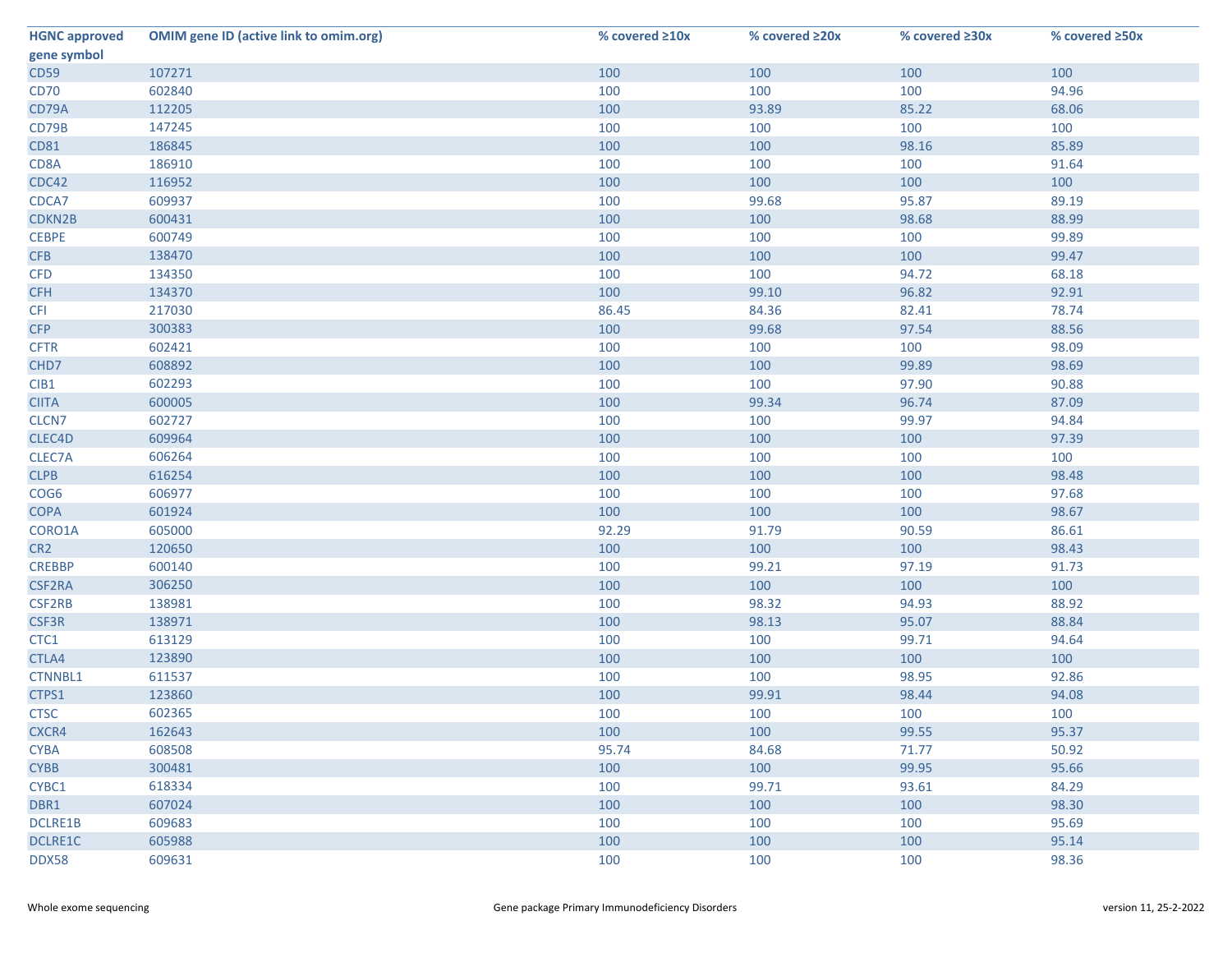| HGNC approved gene symbol | OMIM gene ID (active link to omim.org) | % covered ≥10x | % covered ≥20x | % covered ≥30x | % covered ≥50x |
|---|---|---|---|---|---|
| CD59 | 107271 | 100 | 100 | 100 | 100 |
| CD70 | 602840 | 100 | 100 | 100 | 94.96 |
| CD79A | 112205 | 100 | 93.89 | 85.22 | 68.06 |
| CD79B | 147245 | 100 | 100 | 100 | 100 |
| CD81 | 186845 | 100 | 100 | 98.16 | 85.89 |
| CD8A | 186910 | 100 | 100 | 100 | 91.64 |
| CDC42 | 116952 | 100 | 100 | 100 | 100 |
| CDCA7 | 609937 | 100 | 99.68 | 95.87 | 89.19 |
| CDKN2B | 600431 | 100 | 100 | 98.68 | 88.99 |
| CEBPE | 600749 | 100 | 100 | 100 | 99.89 |
| CFB | 138470 | 100 | 100 | 100 | 99.47 |
| CFD | 134350 | 100 | 100 | 94.72 | 68.18 |
| CFH | 134370 | 100 | 99.10 | 96.82 | 92.91 |
| CFI | 217030 | 86.45 | 84.36 | 82.41 | 78.74 |
| CFP | 300383 | 100 | 99.68 | 97.54 | 88.56 |
| CFTR | 602421 | 100 | 100 | 100 | 98.09 |
| CHD7 | 608892 | 100 | 100 | 99.89 | 98.69 |
| CIB1 | 602293 | 100 | 100 | 97.90 | 90.88 |
| CIITA | 600005 | 100 | 99.34 | 96.74 | 87.09 |
| CLCN7 | 602727 | 100 | 100 | 99.97 | 94.84 |
| CLEC4D | 609964 | 100 | 100 | 100 | 97.39 |
| CLEC7A | 606264 | 100 | 100 | 100 | 100 |
| CLPB | 616254 | 100 | 100 | 100 | 98.48 |
| COG6 | 606977 | 100 | 100 | 100 | 97.68 |
| COPA | 601924 | 100 | 100 | 100 | 98.67 |
| CORO1A | 605000 | 92.29 | 91.79 | 90.59 | 86.61 |
| CR2 | 120650 | 100 | 100 | 100 | 98.43 |
| CREBBP | 600140 | 100 | 99.21 | 97.19 | 91.73 |
| CSF2RA | 306250 | 100 | 100 | 100 | 100 |
| CSF2RB | 138981 | 100 | 98.32 | 94.93 | 88.92 |
| CSF3R | 138971 | 100 | 98.13 | 95.07 | 88.84 |
| CTC1 | 613129 | 100 | 100 | 99.71 | 94.64 |
| CTLA4 | 123890 | 100 | 100 | 100 | 100 |
| CTNNBL1 | 611537 | 100 | 100 | 98.95 | 92.86 |
| CTPS1 | 123860 | 100 | 99.91 | 98.44 | 94.08 |
| CTSC | 602365 | 100 | 100 | 100 | 100 |
| CXCR4 | 162643 | 100 | 100 | 99.55 | 95.37 |
| CYBA | 608508 | 95.74 | 84.68 | 71.77 | 50.92 |
| CYBB | 300481 | 100 | 100 | 99.95 | 95.66 |
| CYBC1 | 618334 | 100 | 99.71 | 93.61 | 84.29 |
| DBR1 | 607024 | 100 | 100 | 100 | 98.30 |
| DCLRE1B | 609683 | 100 | 100 | 100 | 95.69 |
| DCLRE1C | 605988 | 100 | 100 | 100 | 95.14 |
| DDX58 | 609631 | 100 | 100 | 100 | 98.36 |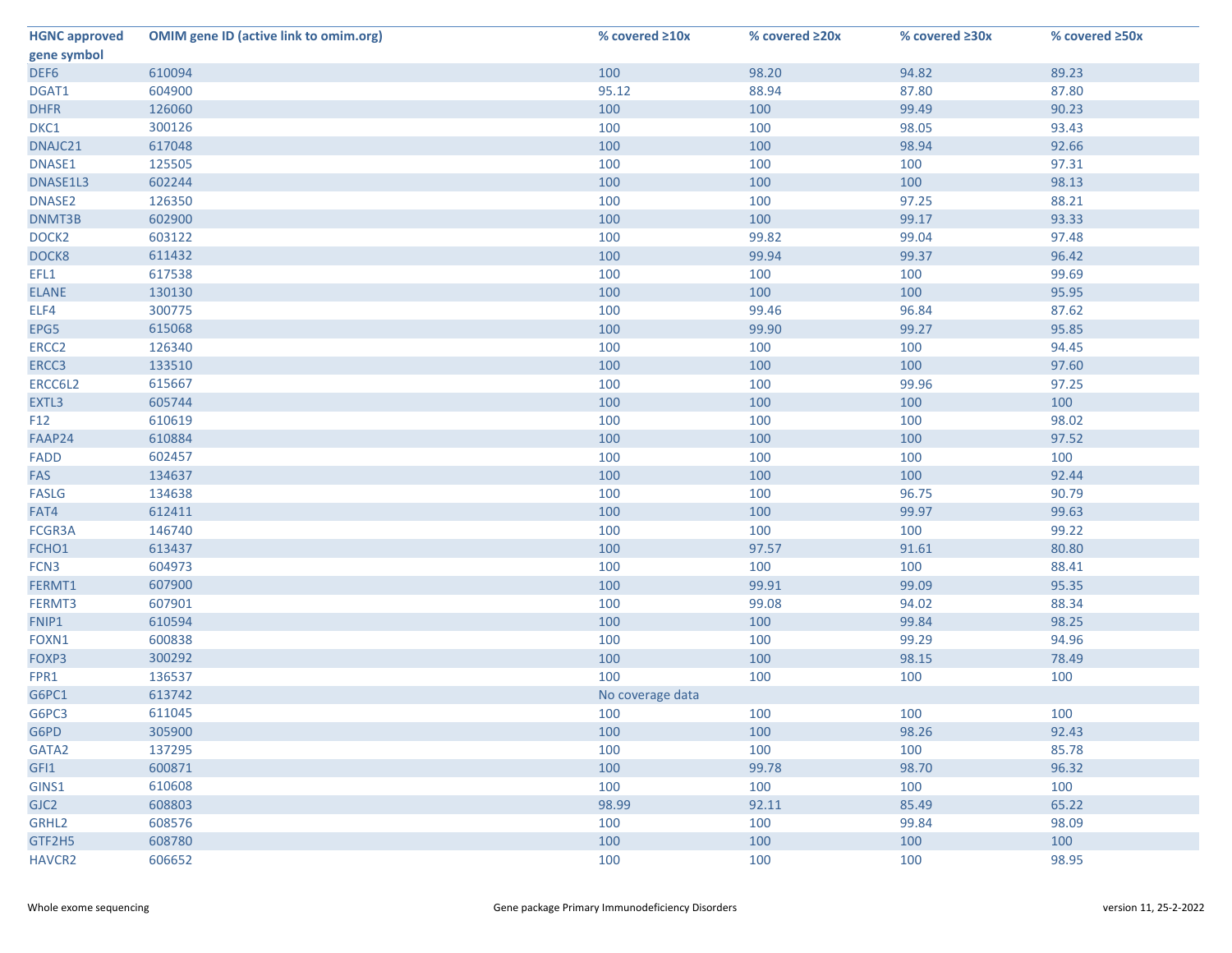| HGNC approved gene symbol | OMIM gene ID (active link to omim.org) | % covered ≥10x | % covered ≥20x | % covered ≥30x | % covered ≥50x |
|---|---|---|---|---|---|
| DEF6 | 610094 | 100 | 98.20 | 94.82 | 89.23 |
| DGAT1 | 604900 | 95.12 | 88.94 | 87.80 | 87.80 |
| DHFR | 126060 | 100 | 100 | 99.49 | 90.23 |
| DKC1 | 300126 | 100 | 100 | 98.05 | 93.43 |
| DNAJC21 | 617048 | 100 | 100 | 98.94 | 92.66 |
| DNASE1 | 125505 | 100 | 100 | 100 | 97.31 |
| DNASE1L3 | 602244 | 100 | 100 | 100 | 98.13 |
| DNASE2 | 126350 | 100 | 100 | 97.25 | 88.21 |
| DNMT3B | 602900 | 100 | 100 | 99.17 | 93.33 |
| DOCK2 | 603122 | 100 | 99.82 | 99.04 | 97.48 |
| DOCK8 | 611432 | 100 | 99.94 | 99.37 | 96.42 |
| EFL1 | 617538 | 100 | 100 | 100 | 99.69 |
| ELANE | 130130 | 100 | 100 | 100 | 95.95 |
| ELF4 | 300775 | 100 | 99.46 | 96.84 | 87.62 |
| EPG5 | 615068 | 100 | 99.90 | 99.27 | 95.85 |
| ERCC2 | 126340 | 100 | 100 | 100 | 94.45 |
| ERCC3 | 133510 | 100 | 100 | 100 | 97.60 |
| ERCC6L2 | 615667 | 100 | 100 | 99.96 | 97.25 |
| EXTL3 | 605744 | 100 | 100 | 100 | 100 |
| F12 | 610619 | 100 | 100 | 100 | 98.02 |
| FAAP24 | 610884 | 100 | 100 | 100 | 97.52 |
| FADD | 602457 | 100 | 100 | 100 | 100 |
| FAS | 134637 | 100 | 100 | 100 | 92.44 |
| FASLG | 134638 | 100 | 100 | 96.75 | 90.79 |
| FAT4 | 612411 | 100 | 100 | 99.97 | 99.63 |
| FCGR3A | 146740 | 100 | 100 | 100 | 99.22 |
| FCHO1 | 613437 | 100 | 97.57 | 91.61 | 80.80 |
| FCN3 | 604973 | 100 | 100 | 100 | 88.41 |
| FERMT1 | 607900 | 100 | 99.91 | 99.09 | 95.35 |
| FERMT3 | 607901 | 100 | 99.08 | 94.02 | 88.34 |
| FNIP1 | 610594 | 100 | 100 | 99.84 | 98.25 |
| FOXN1 | 600838 | 100 | 100 | 99.29 | 94.96 |
| FOXP3 | 300292 | 100 | 100 | 98.15 | 78.49 |
| FPR1 | 136537 | 100 | 100 | 100 | 100 |
| G6PC1 | 613742 | No coverage data | | | |
| G6PC3 | 611045 | 100 | 100 | 100 | 100 |
| G6PD | 305900 | 100 | 100 | 98.26 | 92.43 |
| GATA2 | 137295 | 100 | 100 | 100 | 85.78 |
| GFI1 | 600871 | 100 | 99.78 | 98.70 | 96.32 |
| GINS1 | 610608 | 100 | 100 | 100 | 100 |
| GJC2 | 608803 | 98.99 | 92.11 | 85.49 | 65.22 |
| GRHL2 | 608576 | 100 | 100 | 99.84 | 98.09 |
| GTF2H5 | 608780 | 100 | 100 | 100 | 100 |
| HAVCR2 | 606652 | 100 | 100 | 100 | 98.95 |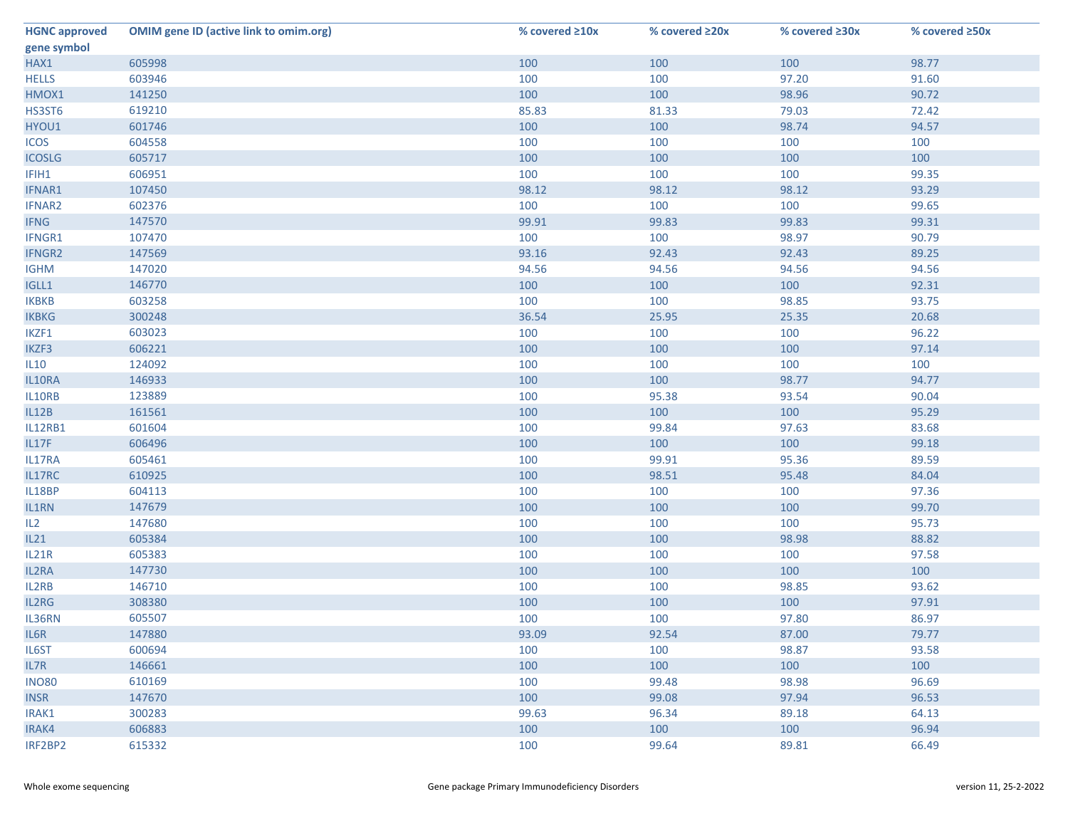| HGNC approved gene symbol | OMIM gene ID (active link to omim.org) | % covered ≥10x | % covered ≥20x | % covered ≥30x | % covered ≥50x |
|---|---|---|---|---|---|
| HAX1 | 605998 | 100 | 100 | 100 | 98.77 |
| HELLS | 603946 | 100 | 100 | 97.20 | 91.60 |
| HMOX1 | 141250 | 100 | 100 | 98.96 | 90.72 |
| HS3ST6 | 619210 | 85.83 | 81.33 | 79.03 | 72.42 |
| HYOU1 | 601746 | 100 | 100 | 98.74 | 94.57 |
| ICOS | 604558 | 100 | 100 | 100 | 100 |
| ICOSLG | 605717 | 100 | 100 | 100 | 100 |
| IFIH1 | 606951 | 100 | 100 | 100 | 99.35 |
| IFNAR1 | 107450 | 98.12 | 98.12 | 98.12 | 93.29 |
| IFNAR2 | 602376 | 100 | 100 | 100 | 99.65 |
| IFNG | 147570 | 99.91 | 99.83 | 99.83 | 99.31 |
| IFNGR1 | 107470 | 100 | 100 | 98.97 | 90.79 |
| IFNGR2 | 147569 | 93.16 | 92.43 | 92.43 | 89.25 |
| IGHM | 147020 | 94.56 | 94.56 | 94.56 | 94.56 |
| IGLL1 | 146770 | 100 | 100 | 100 | 92.31 |
| IKBKB | 603258 | 100 | 100 | 98.85 | 93.75 |
| IKBKG | 300248 | 36.54 | 25.95 | 25.35 | 20.68 |
| IKZF1 | 603023 | 100 | 100 | 100 | 96.22 |
| IKZF3 | 606221 | 100 | 100 | 100 | 97.14 |
| IL10 | 124092 | 100 | 100 | 100 | 100 |
| IL10RA | 146933 | 100 | 100 | 98.77 | 94.77 |
| IL10RB | 123889 | 100 | 95.38 | 93.54 | 90.04 |
| IL12B | 161561 | 100 | 100 | 100 | 95.29 |
| IL12RB1 | 601604 | 100 | 99.84 | 97.63 | 83.68 |
| IL17F | 606496 | 100 | 100 | 100 | 99.18 |
| IL17RA | 605461 | 100 | 99.91 | 95.36 | 89.59 |
| IL17RC | 610925 | 100 | 98.51 | 95.48 | 84.04 |
| IL18BP | 604113 | 100 | 100 | 100 | 97.36 |
| IL1RN | 147679 | 100 | 100 | 100 | 99.70 |
| IL2 | 147680 | 100 | 100 | 100 | 95.73 |
| IL21 | 605384 | 100 | 100 | 98.98 | 88.82 |
| IL21R | 605383 | 100 | 100 | 100 | 97.58 |
| IL2RA | 147730 | 100 | 100 | 100 | 100 |
| IL2RB | 146710 | 100 | 100 | 98.85 | 93.62 |
| IL2RG | 308380 | 100 | 100 | 100 | 97.91 |
| IL36RN | 605507 | 100 | 100 | 97.80 | 86.97 |
| IL6R | 147880 | 93.09 | 92.54 | 87.00 | 79.77 |
| IL6ST | 600694 | 100 | 100 | 98.87 | 93.58 |
| IL7R | 146661 | 100 | 100 | 100 | 100 |
| INO80 | 610169 | 100 | 99.48 | 98.98 | 96.69 |
| INSR | 147670 | 100 | 99.08 | 97.94 | 96.53 |
| IRAK1 | 300283 | 99.63 | 96.34 | 89.18 | 64.13 |
| IRAK4 | 606883 | 100 | 100 | 100 | 96.94 |
| IRF2BP2 | 615332 | 100 | 99.64 | 89.81 | 66.49 |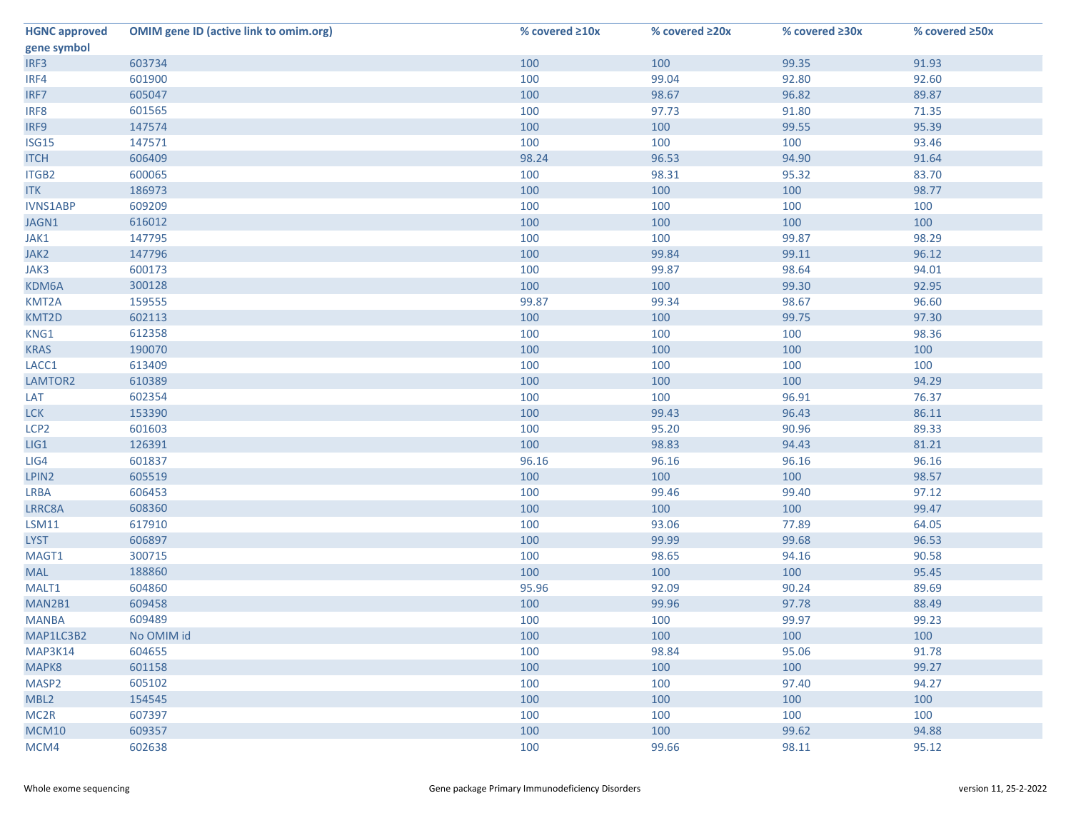| HGNC approved gene symbol | OMIM gene ID (active link to omim.org) | % covered ≥10x | % covered ≥20x | % covered ≥30x | % covered ≥50x |
|---|---|---|---|---|---|
| IRF3 | 603734 | 100 | 100 | 99.35 | 91.93 |
| IRF4 | 601900 | 100 | 99.04 | 92.80 | 92.60 |
| IRF7 | 605047 | 100 | 98.67 | 96.82 | 89.87 |
| IRF8 | 601565 | 100 | 97.73 | 91.80 | 71.35 |
| IRF9 | 147574 | 100 | 100 | 99.55 | 95.39 |
| ISG15 | 147571 | 100 | 100 | 100 | 93.46 |
| ITCH | 606409 | 98.24 | 96.53 | 94.90 | 91.64 |
| ITGB2 | 600065 | 100 | 98.31 | 95.32 | 83.70 |
| ITK | 186973 | 100 | 100 | 100 | 98.77 |
| IVNS1ABP | 609209 | 100 | 100 | 100 | 100 |
| JAGN1 | 616012 | 100 | 100 | 100 | 100 |
| JAK1 | 147795 | 100 | 100 | 99.87 | 98.29 |
| JAK2 | 147796 | 100 | 99.84 | 99.11 | 96.12 |
| JAK3 | 600173 | 100 | 99.87 | 98.64 | 94.01 |
| KDM6A | 300128 | 100 | 100 | 99.30 | 92.95 |
| KMT2A | 159555 | 99.87 | 99.34 | 98.67 | 96.60 |
| KMT2D | 602113 | 100 | 100 | 99.75 | 97.30 |
| KNG1 | 612358 | 100 | 100 | 100 | 98.36 |
| KRAS | 190070 | 100 | 100 | 100 | 100 |
| LACC1 | 613409 | 100 | 100 | 100 | 100 |
| LAMTOR2 | 610389 | 100 | 100 | 100 | 94.29 |
| LAT | 602354 | 100 | 100 | 96.91 | 76.37 |
| LCK | 153390 | 100 | 99.43 | 96.43 | 86.11 |
| LCP2 | 601603 | 100 | 95.20 | 90.96 | 89.33 |
| LIG1 | 126391 | 100 | 98.83 | 94.43 | 81.21 |
| LIG4 | 601837 | 96.16 | 96.16 | 96.16 | 96.16 |
| LPIN2 | 605519 | 100 | 100 | 100 | 98.57 |
| LRBA | 606453 | 100 | 99.46 | 99.40 | 97.12 |
| LRRC8A | 608360 | 100 | 100 | 100 | 99.47 |
| LSM11 | 617910 | 100 | 93.06 | 77.89 | 64.05 |
| LYST | 606897 | 100 | 99.99 | 99.68 | 96.53 |
| MAGT1 | 300715 | 100 | 98.65 | 94.16 | 90.58 |
| MAL | 188860 | 100 | 100 | 100 | 95.45 |
| MALT1 | 604860 | 95.96 | 92.09 | 90.24 | 89.69 |
| MAN2B1 | 609458 | 100 | 99.96 | 97.78 | 88.49 |
| MANBA | 609489 | 100 | 100 | 99.97 | 99.23 |
| MAP1LC3B2 | No OMIM id | 100 | 100 | 100 | 100 |
| MAP3K14 | 604655 | 100 | 98.84 | 95.06 | 91.78 |
| MAPK8 | 601158 | 100 | 100 | 100 | 99.27 |
| MASP2 | 605102 | 100 | 100 | 97.40 | 94.27 |
| MBL2 | 154545 | 100 | 100 | 100 | 100 |
| MC2R | 607397 | 100 | 100 | 100 | 100 |
| MCM10 | 609357 | 100 | 100 | 99.62 | 94.88 |
| MCM4 | 602638 | 100 | 99.66 | 98.11 | 95.12 |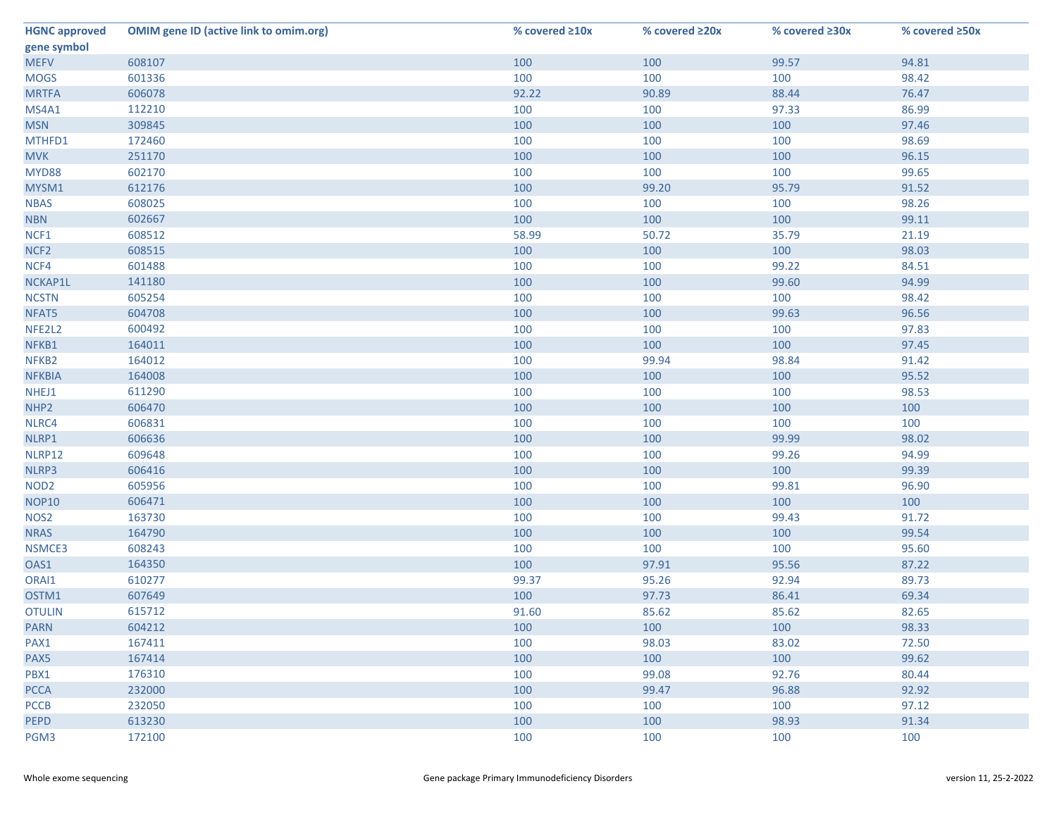| HGNC approved gene symbol | OMIM gene ID (active link to omim.org) | % covered ≥10x | % covered ≥20x | % covered ≥30x | % covered ≥50x |
|---|---|---|---|---|---|
| MEFV | 608107 | 100 | 100 | 99.57 | 94.81 |
| MOGS | 601336 | 100 | 100 | 100 | 98.42 |
| MRTFA | 606078 | 92.22 | 90.89 | 88.44 | 76.47 |
| MS4A1 | 112210 | 100 | 100 | 97.33 | 86.99 |
| MSN | 309845 | 100 | 100 | 100 | 97.46 |
| MTHFD1 | 172460 | 100 | 100 | 100 | 98.69 |
| MVK | 251170 | 100 | 100 | 100 | 96.15 |
| MYD88 | 602170 | 100 | 100 | 100 | 99.65 |
| MYSM1 | 612176 | 100 | 99.20 | 95.79 | 91.52 |
| NBAS | 608025 | 100 | 100 | 100 | 98.26 |
| NBN | 602667 | 100 | 100 | 100 | 99.11 |
| NCF1 | 608512 | 58.99 | 50.72 | 35.79 | 21.19 |
| NCF2 | 608515 | 100 | 100 | 100 | 98.03 |
| NCF4 | 601488 | 100 | 100 | 99.22 | 84.51 |
| NCKAP1L | 141180 | 100 | 100 | 99.60 | 94.99 |
| NCSTN | 605254 | 100 | 100 | 100 | 98.42 |
| NFAT5 | 604708 | 100 | 100 | 99.63 | 96.56 |
| NFE2L2 | 600492 | 100 | 100 | 100 | 97.83 |
| NFKB1 | 164011 | 100 | 100 | 100 | 97.45 |
| NFKB2 | 164012 | 100 | 99.94 | 98.84 | 91.42 |
| NFKBIA | 164008 | 100 | 100 | 100 | 95.52 |
| NHEJ1 | 611290 | 100 | 100 | 100 | 98.53 |
| NHP2 | 606470 | 100 | 100 | 100 | 100 |
| NLRC4 | 606831 | 100 | 100 | 100 | 100 |
| NLRP1 | 606636 | 100 | 100 | 99.99 | 98.02 |
| NLRP12 | 609648 | 100 | 100 | 99.26 | 94.99 |
| NLRP3 | 606416 | 100 | 100 | 100 | 99.39 |
| NOD2 | 605956 | 100 | 100 | 99.81 | 96.90 |
| NOP10 | 606471 | 100 | 100 | 100 | 100 |
| NOS2 | 163730 | 100 | 100 | 99.43 | 91.72 |
| NRAS | 164790 | 100 | 100 | 100 | 99.54 |
| NSMCE3 | 608243 | 100 | 100 | 100 | 95.60 |
| OAS1 | 164350 | 100 | 97.91 | 95.56 | 87.22 |
| ORAI1 | 610277 | 99.37 | 95.26 | 92.94 | 89.73 |
| OSTM1 | 607649 | 100 | 97.73 | 86.41 | 69.34 |
| OTULIN | 615712 | 91.60 | 85.62 | 85.62 | 82.65 |
| PARN | 604212 | 100 | 100 | 100 | 98.33 |
| PAX1 | 167411 | 100 | 98.03 | 83.02 | 72.50 |
| PAX5 | 167414 | 100 | 100 | 100 | 99.62 |
| PBX1 | 176310 | 100 | 99.08 | 92.76 | 80.44 |
| PCCA | 232000 | 100 | 99.47 | 96.88 | 92.92 |
| PCCB | 232050 | 100 | 100 | 100 | 97.12 |
| PEPD | 613230 | 100 | 100 | 98.93 | 91.34 |
| PGM3 | 172100 | 100 | 100 | 100 | 100 |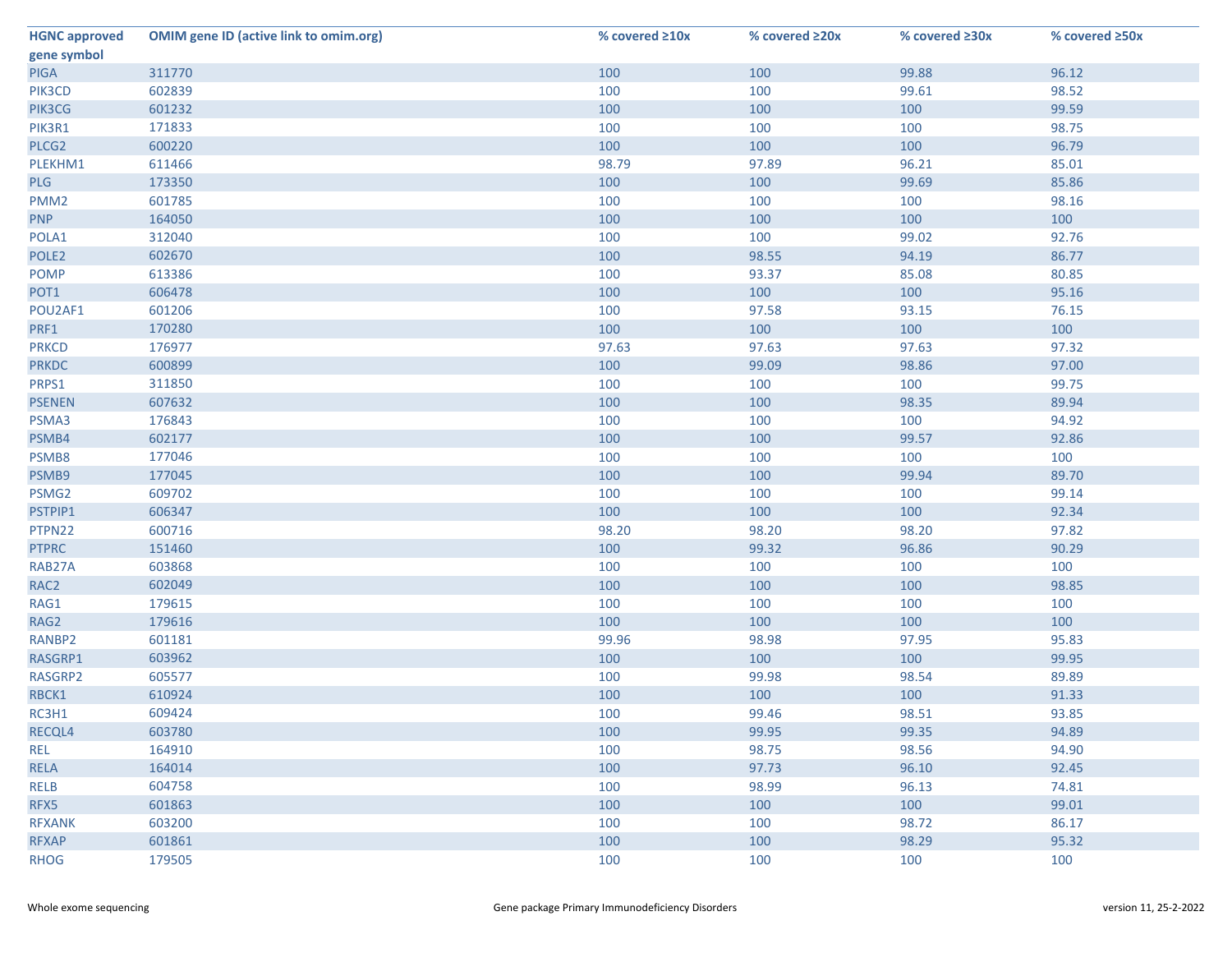| HGNC approved gene symbol | OMIM gene ID (active link to omim.org) | % covered ≥10x | % covered ≥20x | % covered ≥30x | % covered ≥50x |
|---|---|---|---|---|---|
| PIGA | 311770 | 100 | 100 | 99.88 | 96.12 |
| PIK3CD | 602839 | 100 | 100 | 99.61 | 98.52 |
| PIK3CG | 601232 | 100 | 100 | 100 | 99.59 |
| PIK3R1 | 171833 | 100 | 100 | 100 | 98.75 |
| PLCG2 | 600220 | 100 | 100 | 100 | 96.79 |
| PLEKHM1 | 611466 | 98.79 | 97.89 | 96.21 | 85.01 |
| PLG | 173350 | 100 | 100 | 99.69 | 85.86 |
| PMM2 | 601785 | 100 | 100 | 100 | 98.16 |
| PNP | 164050 | 100 | 100 | 100 | 100 |
| POLA1 | 312040 | 100 | 100 | 99.02 | 92.76 |
| POLE2 | 602670 | 100 | 98.55 | 94.19 | 86.77 |
| POMP | 613386 | 100 | 93.37 | 85.08 | 80.85 |
| POT1 | 606478 | 100 | 100 | 100 | 95.16 |
| POU2AF1 | 601206 | 100 | 97.58 | 93.15 | 76.15 |
| PRF1 | 170280 | 100 | 100 | 100 | 100 |
| PRKCD | 176977 | 97.63 | 97.63 | 97.63 | 97.32 |
| PRKDC | 600899 | 100 | 99.09 | 98.86 | 97.00 |
| PRPS1 | 311850 | 100 | 100 | 100 | 99.75 |
| PSENEN | 607632 | 100 | 100 | 98.35 | 89.94 |
| PSMA3 | 176843 | 100 | 100 | 100 | 94.92 |
| PSMB4 | 602177 | 100 | 100 | 99.57 | 92.86 |
| PSMB8 | 177046 | 100 | 100 | 100 | 100 |
| PSMB9 | 177045 | 100 | 100 | 99.94 | 89.70 |
| PSMG2 | 609702 | 100 | 100 | 100 | 99.14 |
| PSTPIP1 | 606347 | 100 | 100 | 100 | 92.34 |
| PTPN22 | 600716 | 98.20 | 98.20 | 98.20 | 97.82 |
| PTPRC | 151460 | 100 | 99.32 | 96.86 | 90.29 |
| RAB27A | 603868 | 100 | 100 | 100 | 100 |
| RAC2 | 602049 | 100 | 100 | 100 | 98.85 |
| RAG1 | 179615 | 100 | 100 | 100 | 100 |
| RAG2 | 179616 | 100 | 100 | 100 | 100 |
| RANBP2 | 601181 | 99.96 | 98.98 | 97.95 | 95.83 |
| RASGRP1 | 603962 | 100 | 100 | 100 | 99.95 |
| RASGRP2 | 605577 | 100 | 99.98 | 98.54 | 89.89 |
| RBCK1 | 610924 | 100 | 100 | 100 | 91.33 |
| RC3H1 | 609424 | 100 | 99.46 | 98.51 | 93.85 |
| RECQL4 | 603780 | 100 | 99.95 | 99.35 | 94.89 |
| REL | 164910 | 100 | 98.75 | 98.56 | 94.90 |
| RELA | 164014 | 100 | 97.73 | 96.10 | 92.45 |
| RELB | 604758 | 100 | 98.99 | 96.13 | 74.81 |
| RFX5 | 601863 | 100 | 100 | 100 | 99.01 |
| RFXANK | 603200 | 100 | 100 | 98.72 | 86.17 |
| RFXAP | 601861 | 100 | 100 | 98.29 | 95.32 |
| RHOG | 179505 | 100 | 100 | 100 | 100 |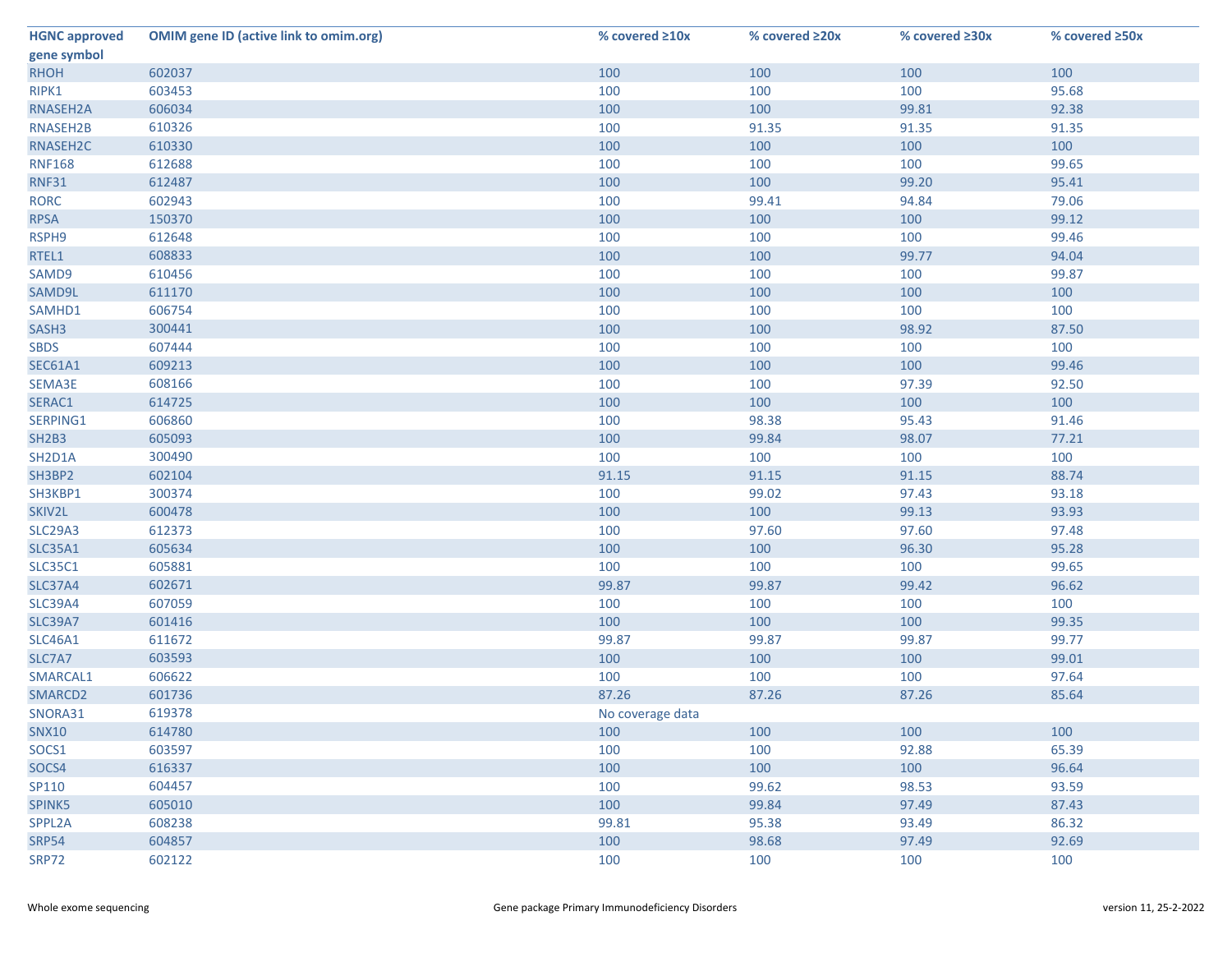| HGNC approved gene symbol | OMIM gene ID (active link to omim.org) | % covered ≥10x | % covered ≥20x | % covered ≥30x | % covered ≥50x |
|---|---|---|---|---|---|
| RHOH | 602037 | 100 | 100 | 100 | 100 |
| RIPK1 | 603453 | 100 | 100 | 100 | 95.68 |
| RNASEH2A | 606034 | 100 | 100 | 99.81 | 92.38 |
| RNASEH2B | 610326 | 100 | 91.35 | 91.35 | 91.35 |
| RNASEH2C | 610330 | 100 | 100 | 100 | 100 |
| RNF168 | 612688 | 100 | 100 | 100 | 99.65 |
| RNF31 | 612487 | 100 | 100 | 99.20 | 95.41 |
| RORC | 602943 | 100 | 99.41 | 94.84 | 79.06 |
| RPSA | 150370 | 100 | 100 | 100 | 99.12 |
| RSPH9 | 612648 | 100 | 100 | 100 | 99.46 |
| RTEL1 | 608833 | 100 | 100 | 99.77 | 94.04 |
| SAMD9 | 610456 | 100 | 100 | 100 | 99.87 |
| SAMD9L | 611170 | 100 | 100 | 100 | 100 |
| SAMHD1 | 606754 | 100 | 100 | 100 | 100 |
| SASH3 | 300441 | 100 | 100 | 98.92 | 87.50 |
| SBDS | 607444 | 100 | 100 | 100 | 100 |
| SEC61A1 | 609213 | 100 | 100 | 100 | 99.46 |
| SEMA3E | 608166 | 100 | 100 | 97.39 | 92.50 |
| SERAC1 | 614725 | 100 | 100 | 100 | 100 |
| SERPING1 | 606860 | 100 | 98.38 | 95.43 | 91.46 |
| SH2B3 | 605093 | 100 | 99.84 | 98.07 | 77.21 |
| SH2D1A | 300490 | 100 | 100 | 100 | 100 |
| SH3BP2 | 602104 | 91.15 | 91.15 | 91.15 | 88.74 |
| SH3KBP1 | 300374 | 100 | 99.02 | 97.43 | 93.18 |
| SKIV2L | 600478 | 100 | 100 | 99.13 | 93.93 |
| SLC29A3 | 612373 | 100 | 97.60 | 97.60 | 97.48 |
| SLC35A1 | 605634 | 100 | 100 | 96.30 | 95.28 |
| SLC35C1 | 605881 | 100 | 100 | 100 | 99.65 |
| SLC37A4 | 602671 | 99.87 | 99.87 | 99.42 | 96.62 |
| SLC39A4 | 607059 | 100 | 100 | 100 | 100 |
| SLC39A7 | 601416 | 100 | 100 | 100 | 99.35 |
| SLC46A1 | 611672 | 99.87 | 99.87 | 99.87 | 99.77 |
| SLC7A7 | 603593 | 100 | 100 | 100 | 99.01 |
| SMARCAL1 | 606622 | 100 | 100 | 100 | 97.64 |
| SMARCD2 | 601736 | 87.26 | 87.26 | 87.26 | 85.64 |
| SNORA31 | 619378 | No coverage data | | | |
| SNX10 | 614780 | 100 | 100 | 100 | 100 |
| SOCS1 | 603597 | 100 | 100 | 92.88 | 65.39 |
| SOCS4 | 616337 | 100 | 100 | 100 | 96.64 |
| SP110 | 604457 | 100 | 99.62 | 98.53 | 93.59 |
| SPINK5 | 605010 | 100 | 99.84 | 97.49 | 87.43 |
| SPPL2A | 608238 | 99.81 | 95.38 | 93.49 | 86.32 |
| SRP54 | 604857 | 100 | 98.68 | 97.49 | 92.69 |
| SRP72 | 602122 | 100 | 100 | 100 | 100 |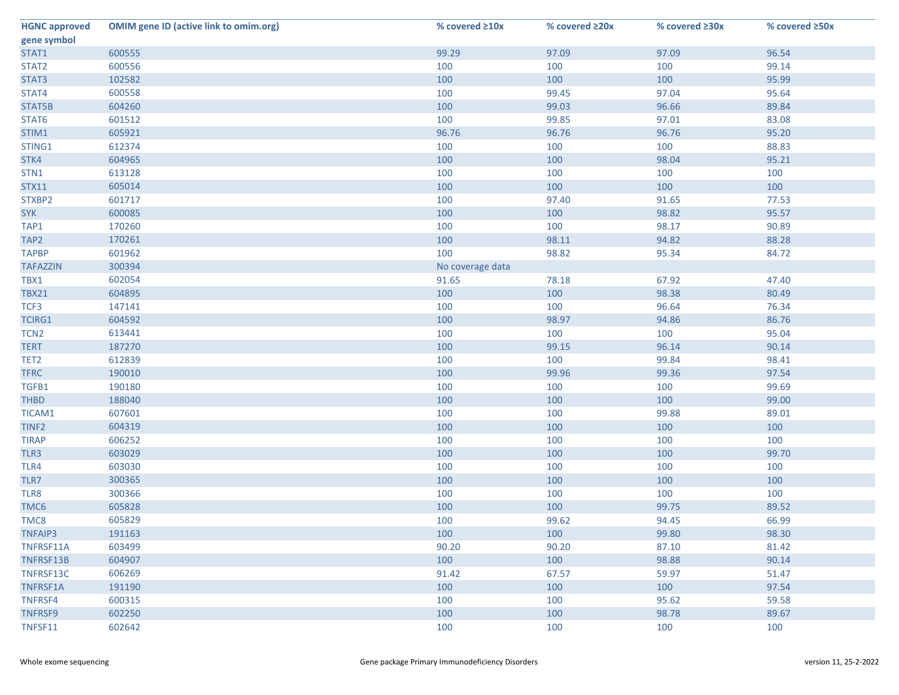| HGNC approved gene symbol | OMIM gene ID (active link to omim.org) | % covered ≥10x | % covered ≥20x | % covered ≥30x | % covered ≥50x |
|---|---|---|---|---|---|
| STAT1 | 600555 | 99.29 | 97.09 | 97.09 | 96.54 |
| STAT2 | 600556 | 100 | 100 | 100 | 99.14 |
| STAT3 | 102582 | 100 | 100 | 100 | 95.99 |
| STAT4 | 600558 | 100 | 99.45 | 97.04 | 95.64 |
| STAT5B | 604260 | 100 | 99.03 | 96.66 | 89.84 |
| STAT6 | 601512 | 100 | 99.85 | 97.01 | 83.08 |
| STIM1 | 605921 | 96.76 | 96.76 | 96.76 | 95.20 |
| STING1 | 612374 | 100 | 100 | 100 | 88.83 |
| STK4 | 604965 | 100 | 100 | 98.04 | 95.21 |
| STN1 | 613128 | 100 | 100 | 100 | 100 |
| STX11 | 605014 | 100 | 100 | 100 | 100 |
| STXBP2 | 601717 | 100 | 97.40 | 91.65 | 77.53 |
| SYK | 600085 | 100 | 100 | 98.82 | 95.57 |
| TAP1 | 170260 | 100 | 100 | 98.17 | 90.89 |
| TAP2 | 170261 | 100 | 98.11 | 94.82 | 88.28 |
| TAPBP | 601962 | 100 | 98.82 | 95.34 | 84.72 |
| TAFAZZIN | 300394 | No coverage data | | | |
| TBX1 | 602054 | 91.65 | 78.18 | 67.92 | 47.40 |
| TBX21 | 604895 | 100 | 100 | 98.38 | 80.49 |
| TCF3 | 147141 | 100 | 100 | 96.64 | 76.34 |
| TCIRG1 | 604592 | 100 | 98.97 | 94.86 | 86.76 |
| TCN2 | 613441 | 100 | 100 | 100 | 95.04 |
| TERT | 187270 | 100 | 99.15 | 96.14 | 90.14 |
| TET2 | 612839 | 100 | 100 | 99.84 | 98.41 |
| TFRC | 190010 | 100 | 99.96 | 99.36 | 97.54 |
| TGFB1 | 190180 | 100 | 100 | 100 | 99.69 |
| THBD | 188040 | 100 | 100 | 100 | 99.00 |
| TICAM1 | 607601 | 100 | 100 | 99.88 | 89.01 |
| TINF2 | 604319 | 100 | 100 | 100 | 100 |
| TIRAP | 606252 | 100 | 100 | 100 | 100 |
| TLR3 | 603029 | 100 | 100 | 100 | 99.70 |
| TLR4 | 603030 | 100 | 100 | 100 | 100 |
| TLR7 | 300365 | 100 | 100 | 100 | 100 |
| TLR8 | 300366 | 100 | 100 | 100 | 100 |
| TMC6 | 605828 | 100 | 100 | 99.75 | 89.52 |
| TMC8 | 605829 | 100 | 99.62 | 94.45 | 66.99 |
| TNFAIP3 | 191163 | 100 | 100 | 99.80 | 98.30 |
| TNFRSF11A | 603499 | 90.20 | 90.20 | 87.10 | 81.42 |
| TNFRSF13B | 604907 | 100 | 100 | 98.88 | 90.14 |
| TNFRSF13C | 606269 | 91.42 | 67.57 | 59.97 | 51.47 |
| TNFRSF1A | 191190 | 100 | 100 | 100 | 97.54 |
| TNFRSF4 | 600315 | 100 | 100 | 95.62 | 59.58 |
| TNFRSF9 | 602250 | 100 | 100 | 98.78 | 89.67 |
| TNFSF11 | 602642 | 100 | 100 | 100 | 100 |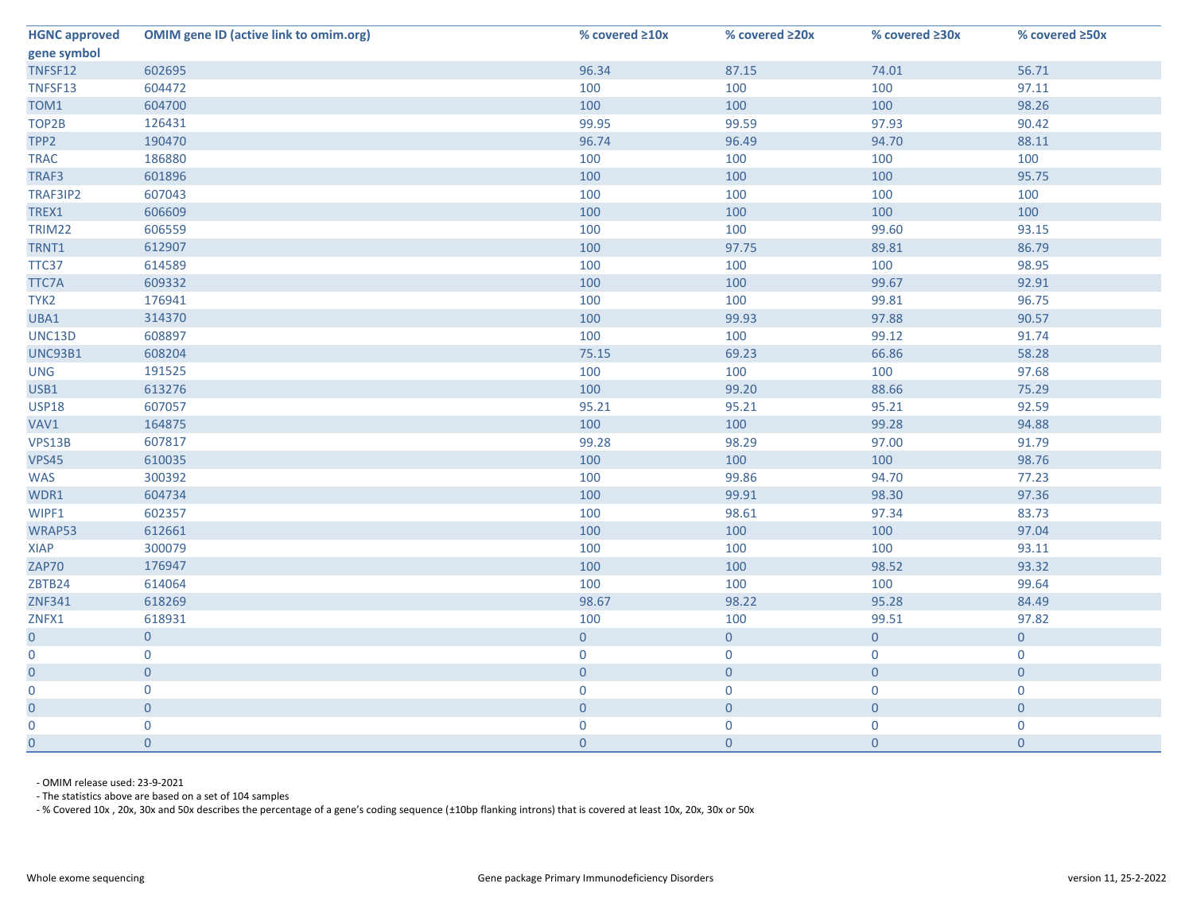| HGNC approved gene symbol | OMIM gene ID (active link to omim.org) | % covered ≥10x | % covered ≥20x | % covered ≥30x | % covered ≥50x |
|---|---|---|---|---|---|
| TNFSF12 | 602695 | 96.34 | 87.15 | 74.01 | 56.71 |
| TNFSF13 | 604472 | 100 | 100 | 100 | 97.11 |
| TOM1 | 604700 | 100 | 100 | 100 | 98.26 |
| TOP2B | 126431 | 99.95 | 99.59 | 97.93 | 90.42 |
| TPP2 | 190470 | 96.74 | 96.49 | 94.70 | 88.11 |
| TRAC | 186880 | 100 | 100 | 100 | 100 |
| TRAF3 | 601896 | 100 | 100 | 100 | 95.75 |
| TRAF3IP2 | 607043 | 100 | 100 | 100 | 100 |
| TREX1 | 606609 | 100 | 100 | 100 | 100 |
| TRIM22 | 606559 | 100 | 100 | 99.60 | 93.15 |
| TRNT1 | 612907 | 100 | 97.75 | 89.81 | 86.79 |
| TTC37 | 614589 | 100 | 100 | 100 | 98.95 |
| TTC7A | 609332 | 100 | 100 | 99.67 | 92.91 |
| TYK2 | 176941 | 100 | 100 | 99.81 | 96.75 |
| UBA1 | 314370 | 100 | 99.93 | 97.88 | 90.57 |
| UNC13D | 608897 | 100 | 100 | 99.12 | 91.74 |
| UNC93B1 | 608204 | 75.15 | 69.23 | 66.86 | 58.28 |
| UNG | 191525 | 100 | 100 | 100 | 97.68 |
| USB1 | 613276 | 100 | 99.20 | 88.66 | 75.29 |
| USP18 | 607057 | 95.21 | 95.21 | 95.21 | 92.59 |
| VAV1 | 164875 | 100 | 100 | 99.28 | 94.88 |
| VPS13B | 607817 | 99.28 | 98.29 | 97.00 | 91.79 |
| VPS45 | 610035 | 100 | 100 | 100 | 98.76 |
| WAS | 300392 | 100 | 99.86 | 94.70 | 77.23 |
| WDR1 | 604734 | 100 | 99.91 | 98.30 | 97.36 |
| WIPF1 | 602357 | 100 | 98.61 | 97.34 | 83.73 |
| WRAP53 | 612661 | 100 | 100 | 100 | 97.04 |
| XIAP | 300079 | 100 | 100 | 100 | 93.11 |
| ZAP70 | 176947 | 100 | 100 | 98.52 | 93.32 |
| ZBTB24 | 614064 | 100 | 100 | 100 | 99.64 |
| ZNF341 | 618269 | 98.67 | 98.22 | 95.28 | 84.49 |
| ZNFX1 | 618931 | 100 | 100 | 99.51 | 97.82 |
| 0 | 0 | 0 | 0 | 0 | 0 |
| 0 | 0 | 0 | 0 | 0 | 0 |
| 0 | 0 | 0 | 0 | 0 | 0 |
| 0 | 0 | 0 | 0 | 0 | 0 |
| 0 | 0 | 0 | 0 | 0 | 0 |
| 0 | 0 | 0 | 0 | 0 | 0 |
| 0 | 0 | 0 | 0 | 0 | 0 |

- OMIM release used: 23-9-2021
- The statistics above are based on a set of 104 samples
- % Covered 10x , 20x, 30x and 50x describes the percentage of a gene's coding sequence (±10bp flanking introns) that is covered at least 10x, 20x, 30x or 50x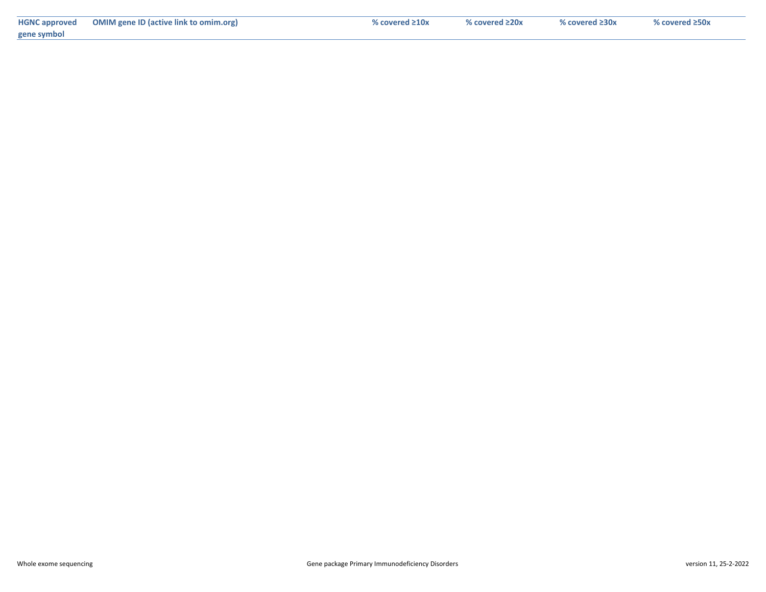| HGNC approved gene symbol | OMIM gene ID (active link to omim.org) | % covered ≥10x | % covered ≥20x | % covered ≥30x | % covered ≥50x |
| --- | --- | --- | --- | --- | --- |